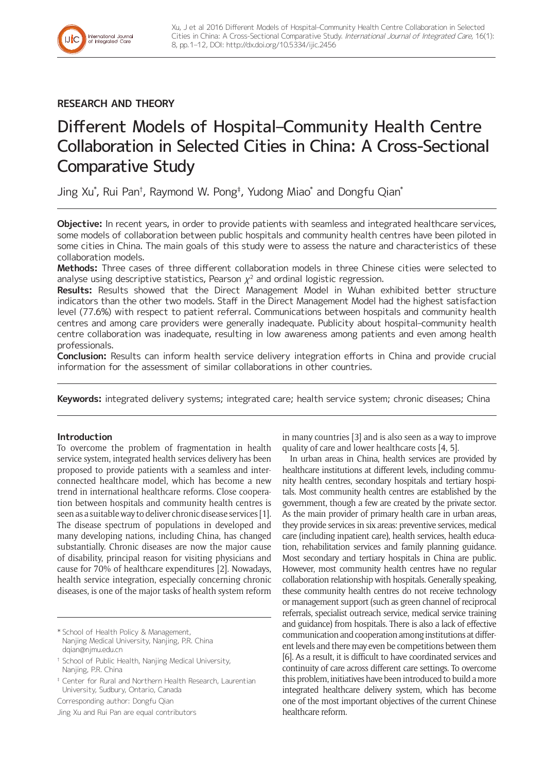Xu, J et al 2016 Different Models of Hospital–Community Health Centre Collaboration in Selected Cities in China: A Cross-Sectional Comparative Study. *International Journal of Integrated Care,* 16(1): 8, pp. 1–12, DOI: http://dx.doi.org/10.5334/ijic.2456

**RESEARCH AND THEORY**

# Different Models of Hospital–Community Health Centre Collaboration in Selected Cities in China: A Cross-Sectional Comparative Study

Jing Xu[*], Rui Pan[†], Raymond W. Pong[‡], Yudong Miao[*] and Dongfu Qian[*]

**Objective:** In recent years, in order to provide patients with seamless and integrated healthcare services, some models of collaboration between public hospitals and community health centres have been piloted in some cities in China. The main goals of this study were to assess the nature and characteristics of these collaboration models.

**Methods:** Three cases of three different collaboration models in three Chinese cities were selected to analyse using descriptive statistics, Pearson $\chi^2$ and ordinal logistic regression.

**Results:** Results showed that the Direct Management Model in Wuhan exhibited better structure indicators than the other two models. Staff in the Direct Management Model had the highest satisfaction level (77.6%) with respect to patient referral. Communications between hospitals and community health centres and among care providers were generally inadequate. Publicity about hospital–community health centre collaboration was inadequate, resulting in low awareness among patients and even among health professionals.

**Conclusion:** Results can inform health service delivery integration efforts in China and provide crucial information for the assessment of similar collaborations in other countries.

**Keywords:** integrated delivery systems; integrated care; health service system; chronic diseases; China

## Introduction

To overcome the problem of fragmentation in health service system, integrated health services delivery has been proposed to provide patients with a seamless and interconnected healthcare model, which has become a new trend in international healthcare reforms. Close cooperation between hospitals and community health centres is seen as a suitable way to deliver chronic disease services [1]. The disease spectrum of populations in developed and many developing nations, including China, has changed substantially. Chronic diseases are now the major cause of disability, principal reason for visiting physicians and cause for 70% of healthcare expenditures [2]. Nowadays, health service integration, especially concerning chronic diseases, is one of the major tasks of health system reform in many countries [3] and is also seen as a way to improve quality of care and lower healthcare costs [4, 5].

In urban areas in China, health services are provided by healthcare institutions at different levels, including community health centres, secondary hospitals and tertiary hospitals. Most community health centres are established by the government, though a few are created by the private sector. As the main provider of primary health care in urban areas, they provide services in six areas: preventive services, medical care (including inpatient care), health services, health education, rehabilitation services and family planning guidance. Most secondary and tertiary hospitals in China are public. However, most community health centres have no regular collaboration relationship with hospitals. Generally speaking, these community health centres do not receive technology or management support (such as green channel of reciprocal referrals, specialist outreach service, medical service training and guidance) from hospitals. There is also a lack of effective communication and cooperation among institutions at different levels and there may even be competitions between them [6]. As a result, it is difficult to have coordinated services and continuity of care across different care settings. To overcome this problem, initiatives have been introduced to build a more integrated healthcare delivery system, which has become one of the most important objectives of the current Chinese healthcare reform.

[*] School of Health Policy & Management, Nanjing Medical University, Nanjing, P.R. China dqian@njmu.edu.cn

[†] School of Public Health, Nanjing Medical University, Nanjing, P.R. China

[‡] Center for Rural and Northern Health Research, Laurentian University, Sudbury, Ontario, Canada

Corresponding author: Dongfu Qian

Jing Xu and Rui Pan are equal contributors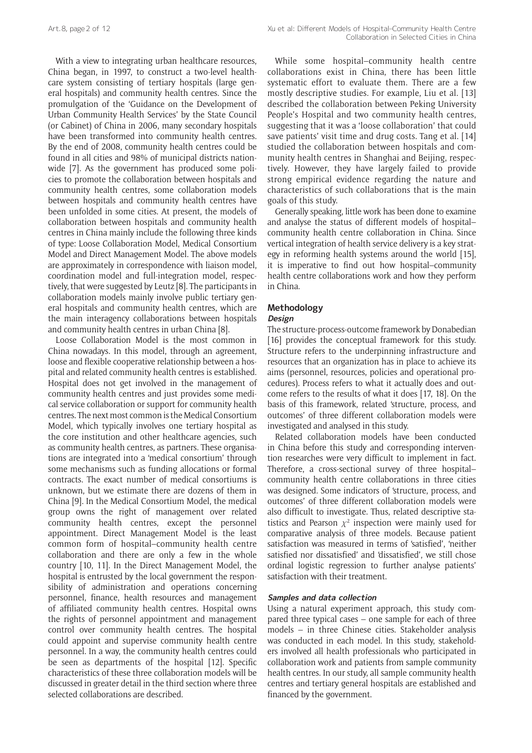With a view to integrating urban healthcare resources, China began, in 1997, to construct a two-level healthcare system consisting of tertiary hospitals (large general hospitals) and community health centres. Since the promulgation of the 'Guidance on the Development of Urban Community Health Services' by the State Council (or Cabinet) of China in 2006, many secondary hospitals have been transformed into community health centres. By the end of 2008, community health centres could be found in all cities and 98% of municipal districts nationwide [7]. As the government has produced some policies to promote the collaboration between hospitals and community health centres, some collaboration models between hospitals and community health centres have been unfolded in some cities. At present, the models of collaboration between hospitals and community health centres in China mainly include the following three kinds of type: Loose Collaboration Model, Medical Consortium Model and Direct Management Model. The above models are approximately in correspondence with liaison model, coordination model and full-integration model, respectively, that were suggested by Leutz [8]. The participants in collaboration models mainly involve public tertiary general hospitals and community health centres, which are the main interagency collaborations between hospitals and community health centres in urban China [8].

Loose Collaboration Model is the most common in China nowadays. In this model, through an agreement, loose and flexible cooperative relationship between a hospital and related community health centres is established. Hospital does not get involved in the management of community health centres and just provides some medical service collaboration or support for community health centres. The next most common is the Medical Consortium Model, which typically involves one tertiary hospital as the core institution and other healthcare agencies, such as community health centres, as partners. These organisations are integrated into a 'medical consortium' through some mechanisms such as funding allocations or formal contracts. The exact number of medical consortiums is unknown, but we estimate there are dozens of them in China [9]. In the Medical Consortium Model, the medical group owns the right of management over related community health centres, except the personnel appointment. Direct Management Model is the least common form of hospital–community health centre collaboration and there are only a few in the whole country [10, 11]. In the Direct Management Model, the hospital is entrusted by the local government the responsibility of administration and operations concerning personnel, finance, health resources and management of affiliated community health centres. Hospital owns the rights of personnel appointment and management control over community health centres. The hospital could appoint and supervise community health centre personnel. In a way, the community health centres could be seen as departments of the hospital [12]. Specific characteristics of these three collaboration models will be discussed in greater detail in the third section where three selected collaborations are described.

While some hospital–community health centre collaborations exist in China, there has been little systematic effort to evaluate them. There are a few mostly descriptive studies. For example, Liu et al. [13] described the collaboration between Peking University People's Hospital and two community health centres, suggesting that it was a 'loose collaboration' that could save patients' visit time and drug costs. Tang et al. [14] studied the collaboration between hospitals and community health centres in Shanghai and Beijing, respectively. However, they have largely failed to provide strong empirical evidence regarding the nature and characteristics of such collaborations that is the main goals of this study.

Generally speaking, little work has been done to examine and analyse the status of different models of hospital–community health centre collaboration in China. Since vertical integration of health service delivery is a key strategy in reforming health systems around the world [15], it is imperative to find out how hospital–community health centre collaborations work and how they perform in China.

## Methodology

### *Design*

The structure-process-outcome framework by Donabedian [16] provides the conceptual framework for this study. Structure refers to the underpinning infrastructure and resources that an organization has in place to achieve its aims (personnel, resources, policies and operational procedures). Process refers to what it actually does and outcome refers to the results of what it does [17, 18]. On the basis of this framework, related 'structure, process, and outcomes' of three different collaboration models were investigated and analysed in this study.

Related collaboration models have been conducted in China before this study and corresponding intervention researches were very difficult to implement in fact. Therefore, a cross-sectional survey of three hospital–community health centre collaborations in three cities was designed. Some indicators of 'structure, process, and outcomes' of three different collaboration models were also difficult to investigate. Thus, related descriptive statistics and Pearson $\chi^2$ inspection were mainly used for comparative analysis of three models. Because patient satisfaction was measured in terms of 'satisfied', 'neither satisfied nor dissatisfied' and 'dissatisfied', we still chose ordinal logistic regression to further analyse patients' satisfaction with their treatment.

### *Samples and data collection*

Using a natural experiment approach, this study compared three typical cases – one sample for each of three models – in three Chinese cities. Stakeholder analysis was conducted in each model. In this study, stakeholders involved all health professionals who participated in collaboration work and patients from sample community health centres. In our study, all sample community health centres and tertiary general hospitals are established and financed by the government.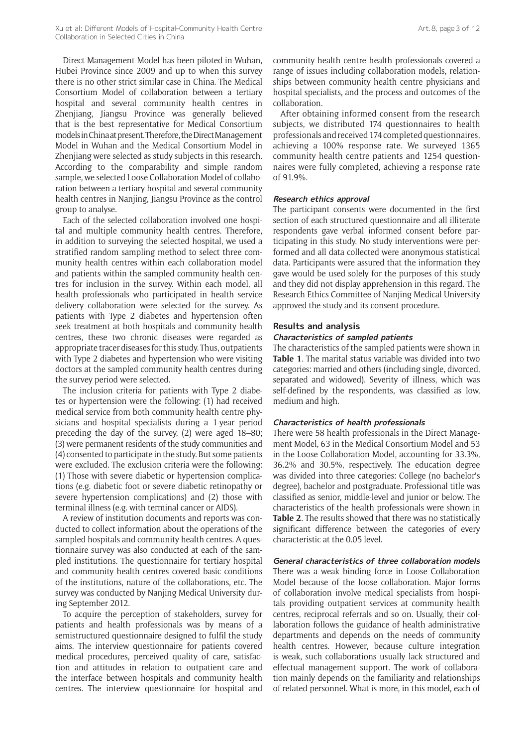Direct Management Model has been piloted in Wuhan, Hubei Province since 2009 and up to when this survey there is no other strict similar case in China. The Medical Consortium Model of collaboration between a tertiary hospital and several community health centres in Zhenjiang, Jiangsu Province was generally believed that is the best representative for Medical Consortium models in China at present. Therefore, the Direct Management Model in Wuhan and the Medical Consortium Model in Zhenjiang were selected as study subjects in this research. According to the comparability and simple random sample, we selected Loose Collaboration Model of collaboration between a tertiary hospital and several community health centres in Nanjing, Jiangsu Province as the control group to analyse.

Each of the selected collaboration involved one hospital and multiple community health centres. Therefore, in addition to surveying the selected hospital, we used a stratified random sampling method to select three community health centres within each collaboration model and patients within the sampled community health centres for inclusion in the survey. Within each model, all health professionals who participated in health service delivery collaboration were selected for the survey. As patients with Type 2 diabetes and hypertension often seek treatment at both hospitals and community health centres, these two chronic diseases were regarded as appropriate tracer diseases for this study. Thus, outpatients with Type 2 diabetes and hypertension who were visiting doctors at the sampled community health centres during the survey period were selected.

The inclusion criteria for patients with Type 2 diabetes or hypertension were the following: (1) had received medical service from both community health centre physicians and hospital specialists during a 1-year period preceding the day of the survey, (2) were aged 18–80; (3) were permanent residents of the study communities and (4) consented to participate in the study. But some patients were excluded. The exclusion criteria were the following: (1) Those with severe diabetic or hypertension complications (e.g. diabetic foot or severe diabetic retinopathy or severe hypertension complications) and (2) those with terminal illness (e.g. with terminal cancer or AIDS).

A review of institution documents and reports was conducted to collect information about the operations of the sampled hospitals and community health centres. A questionnaire survey was also conducted at each of the sampled institutions. The questionnaire for tertiary hospital and community health centres covered basic conditions of the institutions, nature of the collaborations, etc. The survey was conducted by Nanjing Medical University during September 2012.

To acquire the perception of stakeholders, survey for patients and health professionals was by means of a semistructured questionnaire designed to fulfil the study aims. The interview questionnaire for patients covered medical procedures, perceived quality of care, satisfaction and attitudes in relation to outpatient care and the interface between hospitals and community health centres. The interview questionnaire for hospital and community health centre health professionals covered a range of issues including collaboration models, relationships between community health centre physicians and hospital specialists, and the process and outcomes of the collaboration.

After obtaining informed consent from the research subjects, we distributed 174 questionnaires to health professionals and received 174 completed questionnaires, achieving a 100% response rate. We surveyed 1365 community health centre patients and 1254 questionnaires were fully completed, achieving a response rate of 91.9%.

#### *Research ethics approval*

The participant consents were documented in the first section of each structured questionnaire and all illiterate respondents gave verbal informed consent before participating in this study. No study interventions were performed and all data collected were anonymous statistical data. Participants were assured that the information they gave would be used solely for the purposes of this study and they did not display apprehension in this regard. The Research Ethics Committee of Nanjing Medical University approved the study and its consent procedure.

## Results and analysis

#### *Characteristics of sampled patients*

The characteristics of the sampled patients were shown in **Table 1**. The marital status variable was divided into two categories: married and others (including single, divorced, separated and widowed). Severity of illness, which was self-defined by the respondents, was classified as low, medium and high.

#### *Characteristics of health professionals*

There were 58 health professionals in the Direct Management Model, 63 in the Medical Consortium Model and 53 in the Loose Collaboration Model, accounting for 33.3%, 36.2% and 30.5%, respectively. The education degree was divided into three categories: College (no bachelor's degree), bachelor and postgraduate. Professional title was classified as senior, middle-level and junior or below. The characteristics of the health professionals were shown in **Table 2**. The results showed that there was no statistically significant difference between the categories of every characteristic at the 0.05 level.

#### *General characteristics of three collaboration models*

There was a weak binding force in Loose Collaboration Model because of the loose collaboration. Major forms of collaboration involve medical specialists from hospitals providing outpatient services at community health centres, reciprocal referrals and so on. Usually, their collaboration follows the guidance of health administrative departments and depends on the needs of community health centres. However, because culture integration is weak, such collaborations usually lack structured and effectual management support. The work of collaboration mainly depends on the familiarity and relationships of related personnel. What is more, in this model, each of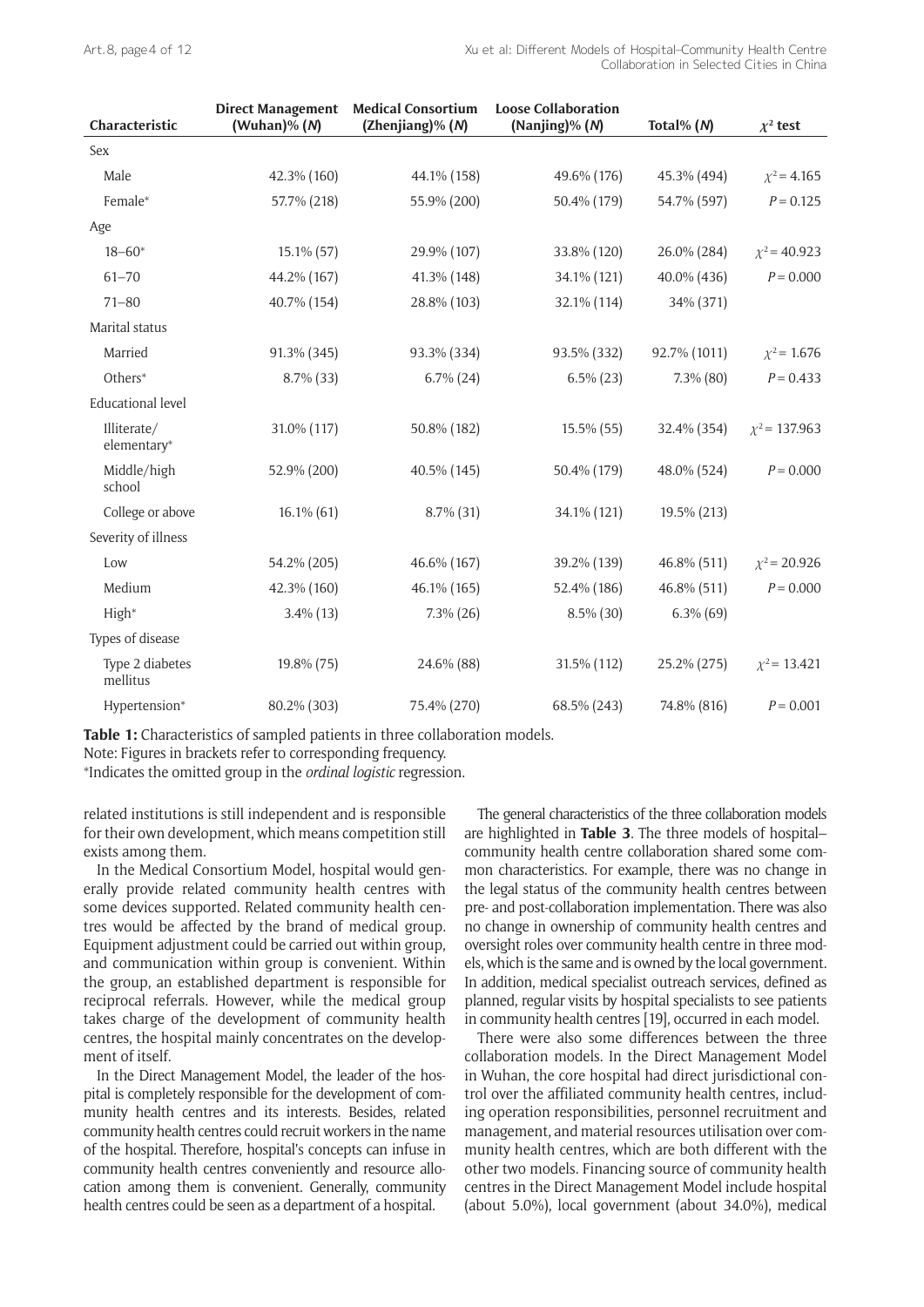| Characteristic | Direct Management (Wuhan)% (*N*) | Medical Consortium (Zhenjiang)% (*N*) | Loose Collaboration (Nanjing)% (*N*) | Total% (*N*) | $\chi^2$ test |
|---|---|---|---|---|---|
| Sex | | | | | |
| Male | 42.3% (160) | 44.1% (158) | 49.6% (176) | 45.3% (494) | $\chi^2 = 4.165$ |
| Female* | 57.7% (218) | 55.9% (200) | 50.4% (179) | 54.7% (597) | $P = 0.125$ |
| Age | | | | | |
| 18–60* | 15.1% (57) | 29.9% (107) | 33.8% (120) | 26.0% (284) | $\chi^2 = 40.923$ |
| 61–70 | 44.2% (167) | 41.3% (148) | 34.1% (121) | 40.0% (436) | $P = 0.000$ |
| 71–80 | 40.7% (154) | 28.8% (103) | 32.1% (114) | 34% (371) | |
| Marital status | | | | | |
| Married | 91.3% (345) | 93.3% (334) | 93.5% (332) | 92.7% (1011) | $\chi^2 = 1.676$ |
| Others* | 8.7% (33) | 6.7% (24) | 6.5% (23) | 7.3% (80) | $P = 0.433$ |
| Educational level | | | | | |
| Illiterate/elementary* | 31.0% (117) | 50.8% (182) | 15.5% (55) | 32.4% (354) | $\chi^2 = 137.963$ |
| Middle/high school | 52.9% (200) | 40.5% (145) | 50.4% (179) | 48.0% (524) | $P = 0.000$ |
| College or above | 16.1% (61) | 8.7% (31) | 34.1% (121) | 19.5% (213) | |
| Severity of illness | | | | | |
| Low | 54.2% (205) | 46.6% (167) | 39.2% (139) | 46.8% (511) | $\chi^2 = 20.926$ |
| Medium | 42.3% (160) | 46.1% (165) | 52.4% (186) | 46.8% (511) | $P = 0.000$ |
| High* | 3.4% (13) | 7.3% (26) | 8.5% (30) | 6.3% (69) | |
| Types of disease | | | | | |
| Type 2 diabetes mellitus | 19.8% (75) | 24.6% (88) | 31.5% (112) | 25.2% (275) | $\chi^2 = 13.421$ |
| Hypertension* | 80.2% (303) | 75.4% (270) | 68.5% (243) | 74.8% (816) | $P = 0.001$ |

**Table 1:** Characteristics of sampled patients in three collaboration models.
Note: Figures in brackets refer to corresponding frequency.
*Indicates the omitted group in the *ordinal logistic* regression.

related institutions is still independent and is responsible for their own development, which means competition still exists among them.

In the Medical Consortium Model, hospital would generally provide related community health centres with some devices supported. Related community health centres would be affected by the brand of medical group. Equipment adjustment could be carried out within group, and communication within group is convenient. Within the group, an established department is responsible for reciprocal referrals. However, while the medical group takes charge of the development of community health centres, the hospital mainly concentrates on the development of itself.

In the Direct Management Model, the leader of the hospital is completely responsible for the development of community health centres and its interests. Besides, related community health centres could recruit workers in the name of the hospital. Therefore, hospital's concepts can infuse in community health centres conveniently and resource allocation among them is convenient. Generally, community health centres could be seen as a department of a hospital.

The general characteristics of the three collaboration models are highlighted in **Table 3**. The three models of hospital–community health centre collaboration shared some common characteristics. For example, there was no change in the legal status of the community health centres between pre- and post-collaboration implementation. There was also no change in ownership of community health centres and oversight roles over community health centre in three models, which is the same and is owned by the local government. In addition, medical specialist outreach services, defined as planned, regular visits by hospital specialists to see patients in community health centres [19], occurred in each model.

There were also some differences between the three collaboration models. In the Direct Management Model in Wuhan, the core hospital had direct jurisdictional control over the affiliated community health centres, including operation responsibilities, personnel recruitment and management, and material resources utilisation over community health centres, which are both different with the other two models. Financing source of community health centres in the Direct Management Model include hospital (about 5.0%), local government (about 34.0%), medical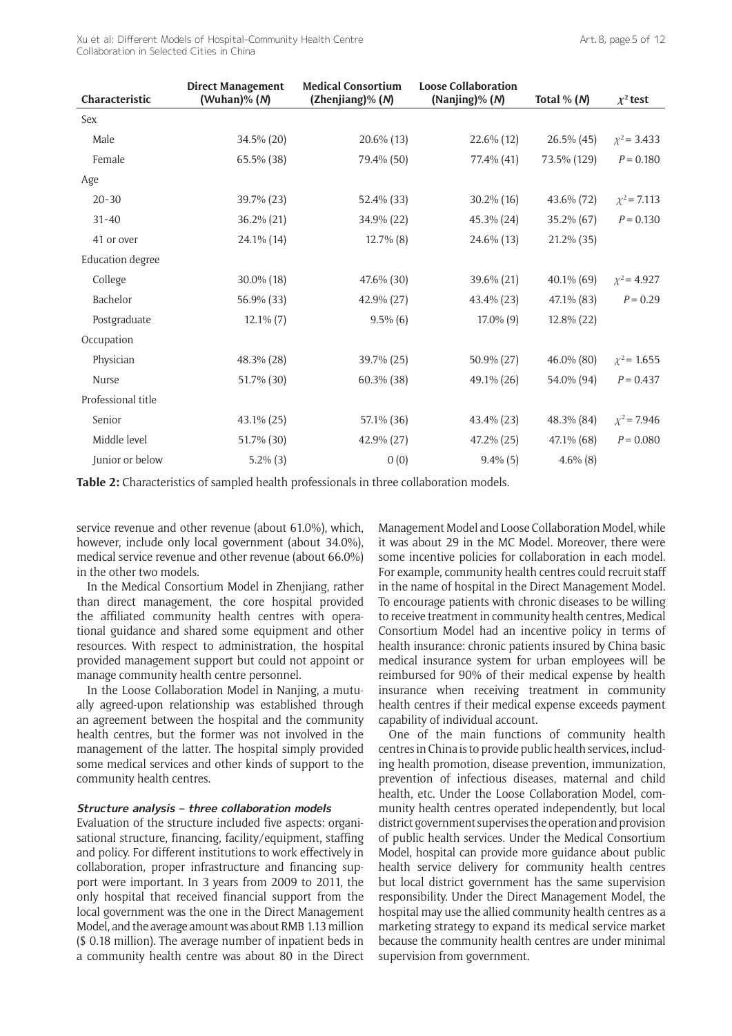| Characteristic | Direct Management (Wuhan)% (*N*) | Medical Consortium (Zhenjiang)% (*N*) | Loose Collaboration (Nanjing)% (*N*) | Total % (*N*) | $\chi^2$ test |
|---|---|---|---|---|---|
| Sex | | | | | |
| Male | 34.5% (20) | 20.6% (13) | 22.6% (12) | 26.5% (45) | $\chi^2 = 3.433$ |
| Female | 65.5% (38) | 79.4% (50) | 77.4% (41) | 73.5% (129) | $P = 0.180$ |
| Age | | | | | |
| 20–30 | 39.7% (23) | 52.4% (33) | 30.2% (16) | 43.6% (72) | $\chi^2 = 7.113$ |
| 31–40 | 36.2% (21) | 34.9% (22) | 45.3% (24) | 35.2% (67) | $P = 0.130$ |
| 41 or over | 24.1% (14) | 12.7% (8) | 24.6% (13) | 21.2% (35) | |
| Education degree | | | | | |
| College | 30.0% (18) | 47.6% (30) | 39.6% (21) | 40.1% (69) | $\chi^2 = 4.927$ |
| Bachelor | 56.9% (33) | 42.9% (27) | 43.4% (23) | 47.1% (83) | $P = 0.29$ |
| Postgraduate | 12.1% (7) | 9.5% (6) | 17.0% (9) | 12.8% (22) | |
| Occupation | | | | | |
| Physician | 48.3% (28) | 39.7% (25) | 50.9% (27) | 46.0% (80) | $\chi^2 = 1.655$ |
| Nurse | 51.7% (30) | 60.3% (38) | 49.1% (26) | 54.0% (94) | $P = 0.437$ |
| Professional title | | | | | |
| Senior | 43.1% (25) | 57.1% (36) | 43.4% (23) | 48.3% (84) | $\chi^2 = 7.946$ |
| Middle level | 51.7% (30) | 42.9% (27) | 47.2% (25) | 47.1% (68) | $P = 0.080$ |
| Junior or below | 5.2% (3) | 0 (0) | 9.4% (5) | 4.6% (8) | |

**Table 2:** Characteristics of sampled health professionals in three collaboration models.

service revenue and other revenue (about 61.0%), which, however, include only local government (about 34.0%), medical service revenue and other revenue (about 66.0%) in the other two models.

In the Medical Consortium Model in Zhenjiang, rather than direct management, the core hospital provided the affiliated community health centres with operational guidance and shared some equipment and other resources. With respect to administration, the hospital provided management support but could not appoint or manage community health centre personnel.

In the Loose Collaboration Model in Nanjing, a mutually agreed-upon relationship was established through an agreement between the hospital and the community health centres, but the former was not involved in the management of the latter. The hospital simply provided some medical services and other kinds of support to the community health centres.

#### Structure analysis – three collaboration models

Evaluation of the structure included five aspects: organisational structure, financing, facility/equipment, staffing and policy. For different institutions to work effectively in collaboration, proper infrastructure and financing support were important. In 3 years from 2009 to 2011, the only hospital that received financial support from the local government was the one in the Direct Management Model, and the average amount was about RMB 1.13 million ($ 0.18 million). The average number of inpatient beds in a community health centre was about 80 in the Direct Management Model and Loose Collaboration Model, while it was about 29 in the MC Model. Moreover, there were some incentive policies for collaboration in each model. For example, community health centres could recruit staff in the name of hospital in the Direct Management Model. To encourage patients with chronic diseases to be willing to receive treatment in community health centres, Medical Consortium Model had an incentive policy in terms of health insurance: chronic patients insured by China basic medical insurance system for urban employees will be reimbursed for 90% of their medical expense by health insurance when receiving treatment in community health centres if their medical expense exceeds payment capability of individual account.

One of the main functions of community health centres in China is to provide public health services, including health promotion, disease prevention, immunization, prevention of infectious diseases, maternal and child health, etc. Under the Loose Collaboration Model, community health centres operated independently, but local district government supervises the operation and provision of public health services. Under the Medical Consortium Model, hospital can provide more guidance about public health service delivery for community health centres but local district government has the same supervision responsibility. Under the Direct Management Model, the hospital may use the allied community health centres as a marketing strategy to expand its medical service market because the community health centres are under minimal supervision from government.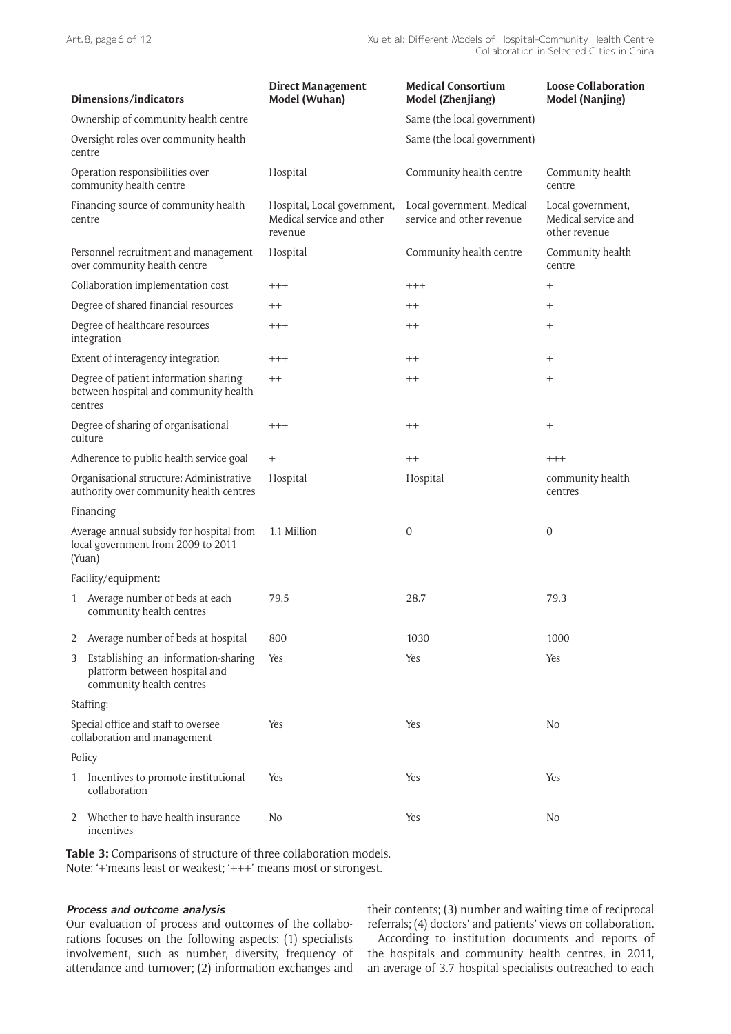| Dimensions/indicators | Direct Management Model (Wuhan) | Medical Consortium Model (Zhenjiang) | Loose Collaboration Model (Nanjing) |
|---|---|---|---|
| Ownership of community health centre | | Same (the local government) | |
| Oversight roles over community health centre | | Same (the local government) | |
| Operation responsibilities over community health centre | Hospital | Community health centre | Community health centre |
| Financing source of community health centre | Hospital, Local government, Medical service and other revenue | Local government, Medical service and other revenue | Local government, Medical service and other revenue |
| Personnel recruitment and management over community health centre | Hospital | Community health centre | Community health centre |
| Collaboration implementation cost | +++ | +++ | + |
| Degree of shared financial resources | ++ | ++ | + |
| Degree of healthcare resources integration | +++ | ++ | + |
| Extent of interagency integration | +++ | ++ | + |
| Degree of patient information sharing between hospital and community health centres | ++ | ++ | + |
| Degree of sharing of organisational culture | +++ | ++ | + |
| Adherence to public health service goal | + | ++ | +++ |
| Organisational structure: Administrative authority over community health centres | Hospital | Hospital | community health centres |
| Financing | | | |
| Average annual subsidy for hospital from local government from 2009 to 2011 (Yuan) | 1.1 Million | 0 | 0 |
| Facility/equipment: | | | |
| 1 Average number of beds at each community health centres | 79.5 | 28.7 | 79.3 |
| 2 Average number of beds at hospital | 800 | 1030 | 1000 |
| 3 Establishing an information-sharing platform between hospital and community health centres | Yes | Yes | Yes |
| Staffing: | | | |
| Special office and staff to oversee collaboration and management | Yes | Yes | No |
| Policy | | | |
| 1 Incentives to promote institutional collaboration | Yes | Yes | Yes |
| 2 Whether to have health insurance incentives | No | Yes | No |

**Table 3:** Comparisons of structure of three collaboration models.
Note: '+'means least or weakest; '+++' means most or strongest.

#### *Process and outcome analysis*

Our evaluation of process and outcomes of the collaborations focuses on the following aspects: (1) specialists involvement, such as number, diversity, frequency of attendance and turnover; (2) information exchanges and their contents; (3) number and waiting time of reciprocal referrals; (4) doctors' and patients' views on collaboration.

According to institution documents and reports of the hospitals and community health centres, in 2011, an average of 3.7 hospital specialists outreached to each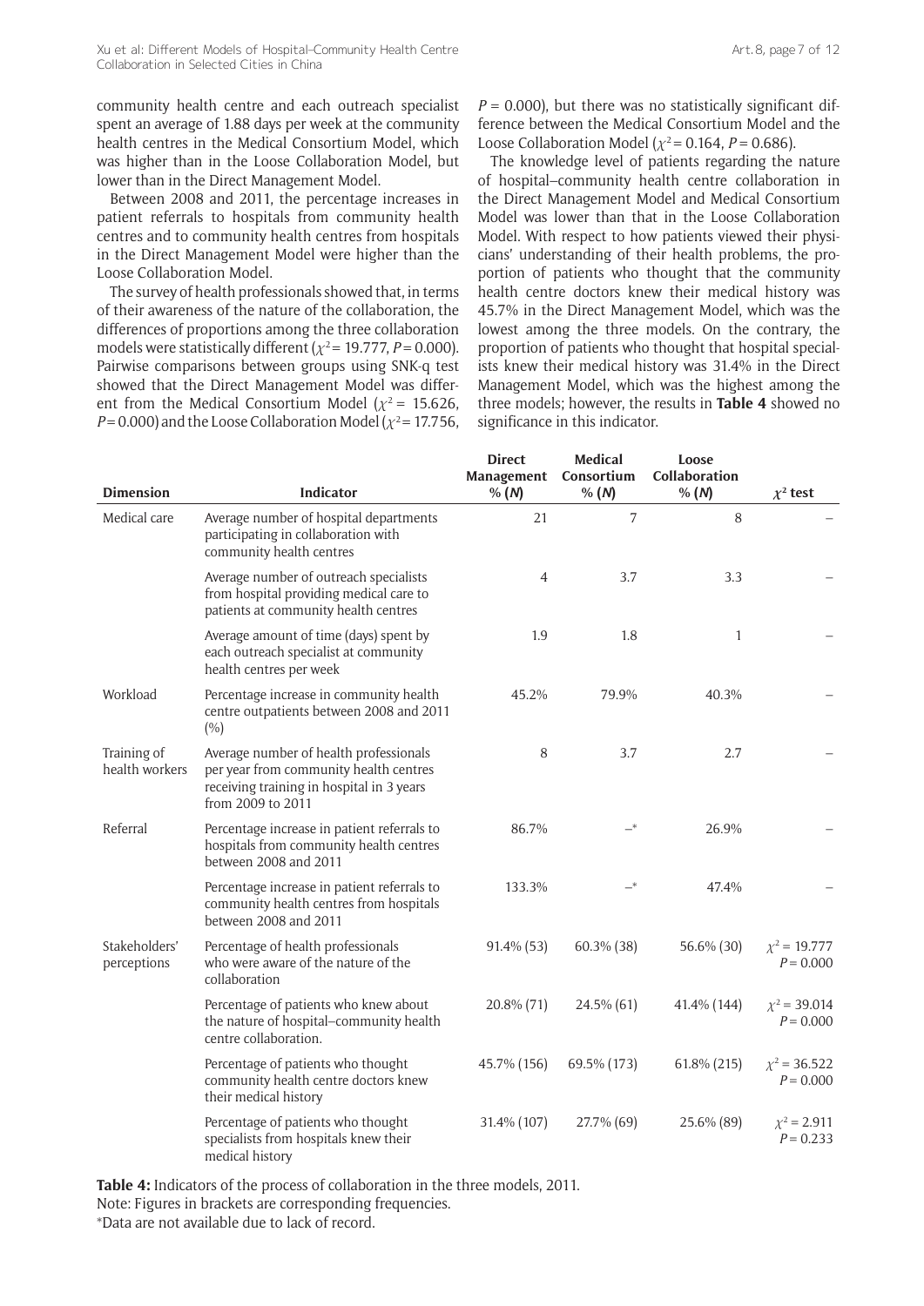community health centre and each outreach specialist spent an average of 1.88 days per week at the community health centres in the Medical Consortium Model, which was higher than in the Loose Collaboration Model, but lower than in the Direct Management Model.

Between 2008 and 2011, the percentage increases in patient referrals to hospitals from community health centres and to community health centres from hospitals in the Direct Management Model were higher than the Loose Collaboration Model.

The survey of health professionals showed that, in terms of their awareness of the nature of the collaboration, the differences of proportions among the three collaboration models were statistically different ($\chi^2 = 19.777$, $P = 0.000$). Pairwise comparisons between groups using SNK-q test showed that the Direct Management Model was different from the Medical Consortium Model ($\chi^2 = 15.626$, $P = 0.000$) and the Loose Collaboration Model ($\chi^2 = 17.756$, $P = 0.000$), but there was no statistically significant difference between the Medical Consortium Model and the Loose Collaboration Model ($\chi^2 = 0.164$, $P = 0.686$).

The knowledge level of patients regarding the nature of hospital–community health centre collaboration in the Direct Management Model and Medical Consortium Model was lower than that in the Loose Collaboration Model. With respect to how patients viewed their physicians' understanding of their health problems, the proportion of patients who thought that the community health centre doctors knew their medical history was 45.7% in the Direct Management Model, which was the lowest among the three models. On the contrary, the proportion of patients who thought that hospital specialists knew their medical history was 31.4% in the Direct Management Model, which was the highest among the three models; however, the results in **Table 4** showed no significance in this indicator.

| Dimension | Indicator | Direct Management % (*N*) | Medical Consortium % (*N*) | Loose Collaboration % (*N*) | $\chi^2$ test |
|---|---|---|---|---|---|
| Medical care | Average number of hospital departments participating in collaboration with community health centres | 21 | 7 | 8 | – |
| | Average number of outreach specialists from hospital providing medical care to patients at community health centres | 4 | 3.7 | 3.3 | – |
| | Average amount of time (days) spent by each outreach specialist at community health centres per week | 1.9 | 1.8 | 1 | – |
| Workload | Percentage increase in community health centre outpatients between 2008 and 2011 (%) | 45.2% | 79.9% | 40.3% | – |
| Training of health workers | Average number of health professionals per year from community health centres receiving training in hospital in 3 years from 2009 to 2011 | 8 | 3.7 | 2.7 | – |
| Referral | Percentage increase in patient referrals to hospitals from community health centres between 2008 and 2011 | 86.7% | –* | 26.9% | – |
| | Percentage increase in patient referrals to community health centres from hospitals between 2008 and 2011 | 133.3% | –* | 47.4% | – |
| Stakeholders' perceptions | Percentage of health professionals who were aware of the nature of the collaboration | 91.4% (53) | 60.3% (38) | 56.6% (30) | $\chi^2 = 19.777$ $P = 0.000$ |
| | Percentage of patients who knew about the nature of hospital–community health centre collaboration. | 20.8% (71) | 24.5% (61) | 41.4% (144) | $\chi^2 = 39.014$ $P = 0.000$ |
| | Percentage of patients who thought community health centre doctors knew their medical history | 45.7% (156) | 69.5% (173) | 61.8% (215) | $\chi^2 = 36.522$ $P = 0.000$ |
| | Percentage of patients who thought specialists from hospitals knew their medical history | 31.4% (107) | 27.7% (69) | 25.6% (89) | $\chi^2 = 2.911$ $P = 0.233$ |

**Table 4:** Indicators of the process of collaboration in the three models, 2011.
Note: Figures in brackets are corresponding frequencies.
*Data are not available due to lack of record.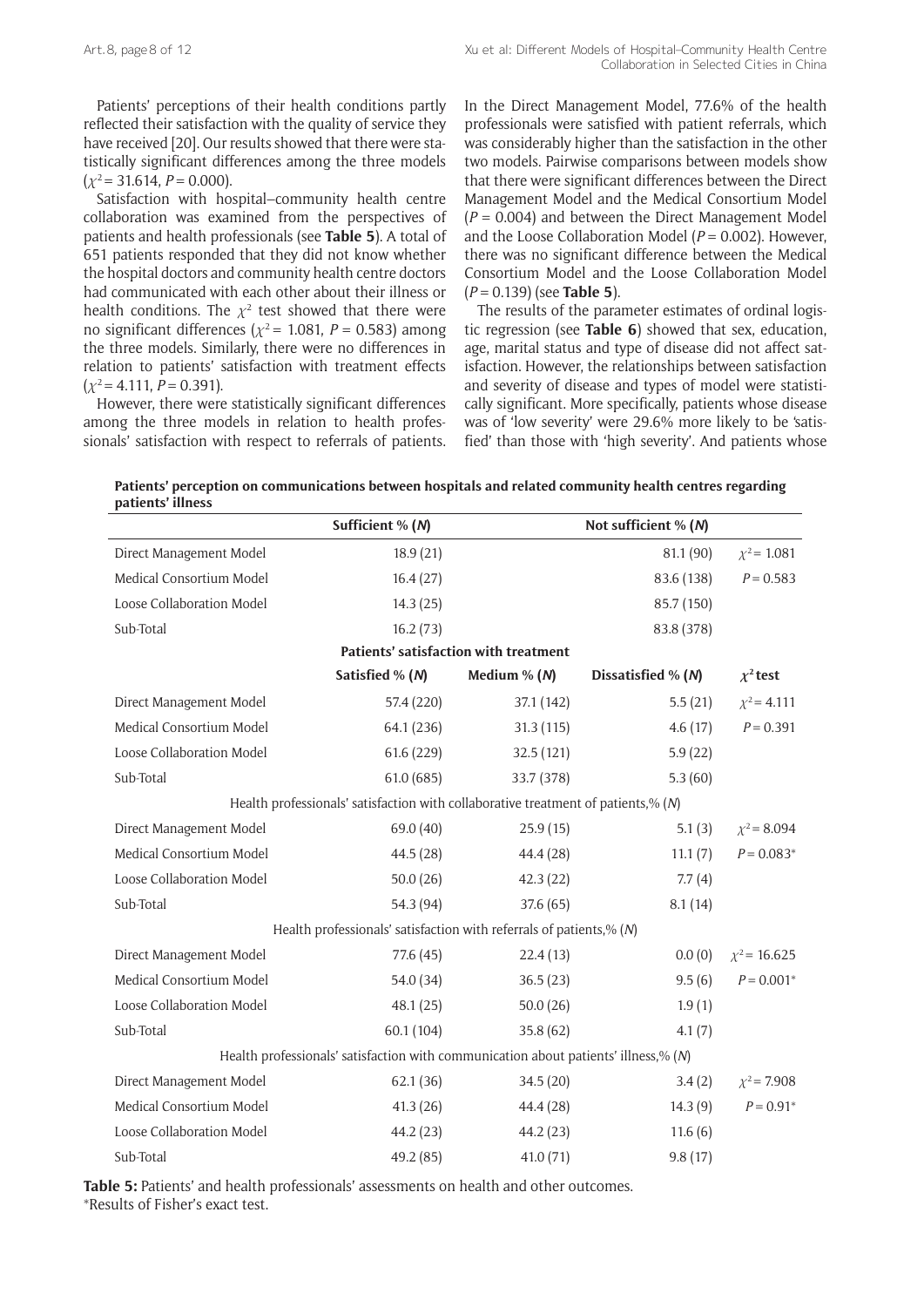Patients' perceptions of their health conditions partly reflected their satisfaction with the quality of service they have received [20]. Our results showed that there were statistically significant differences among the three models ($\chi^2 = 31.614$, $P = 0.000$).

Satisfaction with hospital–community health centre collaboration was examined from the perspectives of patients and health professionals (see **Table 5**). A total of 651 patients responded that they did not know whether the hospital doctors and community health centre doctors had communicated with each other about their illness or health conditions. The $\chi^2$ test showed that there were no significant differences ($\chi^2 = 1.081$, $P = 0.583$) among the three models. Similarly, there were no differences in relation to patients' satisfaction with treatment effects ($\chi^2 = 4.111$, $P = 0.391$).

However, there were statistically significant differences among the three models in relation to health professionals' satisfaction with respect to referrals of patients. In the Direct Management Model, 77.6% of the health professionals were satisfied with patient referrals, which was considerably higher than the satisfaction in the other two models. Pairwise comparisons between models show that there were significant differences between the Direct Management Model and the Medical Consortium Model ($P = 0.004$) and between the Direct Management Model and the Loose Collaboration Model ($P = 0.002$). However, there was no significant difference between the Medical Consortium Model and the Loose Collaboration Model ($P = 0.139$) (see **Table 5**).

The results of the parameter estimates of ordinal logistic regression (see **Table 6**) showed that sex, education, age, marital status and type of disease did not affect satisfaction. However, the relationships between satisfaction and severity of disease and types of model were statistically significant. More specifically, patients whose disease was of 'low severity' were 29.6% more likely to be 'satisfied' than those with 'high severity'. And patients whose

| **Patients' perception on communications between hospitals and related community health centres regarding patients' illness** | | | | |
|---|---|---|---|---|
| | **Sufficient % (*N*)** | | **Not sufficient % (*N*)** | |
| Direct Management Model | 18.9 (21) | | 81.1 (90) | $\chi^2 = 1.081$ |
| Medical Consortium Model | 16.4 (27) | | 83.6 (138) | $P = 0.583$ |
| Loose Collaboration Model | 14.3 (25) | | 85.7 (150) | |
| Sub-Total | 16.2 (73) | | 83.8 (378) | |
| **Patients' satisfaction with treatment** | | | | |
| | **Satisfied % (*N*)** | **Medium % (*N*)** | **Dissatisfied % (*N*)** | **$\chi^2$ test** |
| Direct Management Model | 57.4 (220) | 37.1 (142) | 5.5 (21) | $\chi^2 = 4.111$ |
| Medical Consortium Model | 64.1 (236) | 31.3 (115) | 4.6 (17) | $P = 0.391$ |
| Loose Collaboration Model | 61.6 (229) | 32.5 (121) | 5.9 (22) | |
| Sub-Total | 61.0 (685) | 33.7 (378) | 5.3 (60) | |
| Health professionals' satisfaction with collaborative treatment of patients,% (*N*) | | | | |
| Direct Management Model | 69.0 (40) | 25.9 (15) | 5.1 (3) | $\chi^2 = 8.094$ |
| Medical Consortium Model | 44.5 (28) | 44.4 (28) | 11.1 (7) | $P = 0.083$* |
| Loose Collaboration Model | 50.0 (26) | 42.3 (22) | 7.7 (4) | |
| Sub-Total | 54.3 (94) | 37.6 (65) | 8.1 (14) | |
| Health professionals' satisfaction with referrals of patients,% (*N*) | | | | |
| Direct Management Model | 77.6 (45) | 22.4 (13) | 0.0 (0) | $\chi^2 = 16.625$ |
| Medical Consortium Model | 54.0 (34) | 36.5 (23) | 9.5 (6) | $P = 0.001$* |
| Loose Collaboration Model | 48.1 (25) | 50.0 (26) | 1.9 (1) | |
| Sub-Total | 60.1 (104) | 35.8 (62) | 4.1 (7) | |
| Health professionals' satisfaction with communication about patients' illness,% (*N*) | | | | |
| Direct Management Model | 62.1 (36) | 34.5 (20) | 3.4 (2) | $\chi^2 = 7.908$ |
| Medical Consortium Model | 41.3 (26) | 44.4 (28) | 14.3 (9) | $P = 0.91$* |
| Loose Collaboration Model | 44.2 (23) | 44.2 (23) | 11.6 (6) | |
| Sub-Total | 49.2 (85) | 41.0 (71) | 9.8 (17) | |

**Table 5:** Patients' and health professionals' assessments on health and other outcomes.
*Results of Fisher's exact test.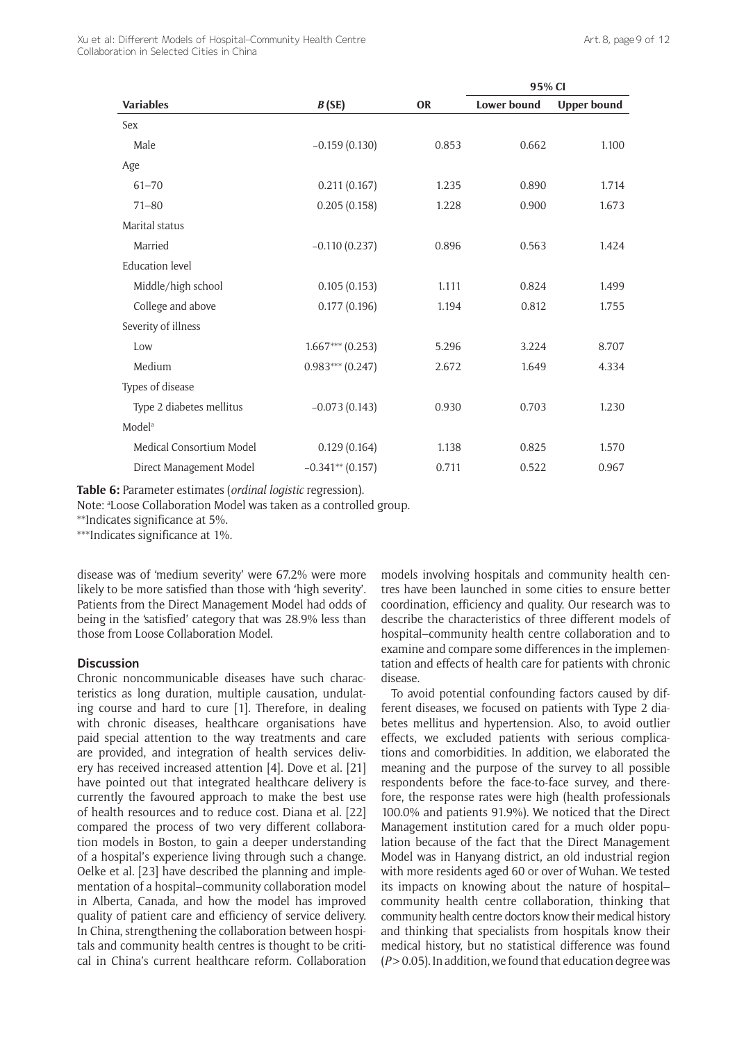| Variables | *B* (SE) | OR | 95% CI | |
|---|---|---|---|---|
| | | | Lower bound | Upper bound |
| Sex | | | | |
| Male | −0.159 (0.130) | 0.853 | 0.662 | 1.100 |
| Age | | | | |
| 61–70 | 0.211 (0.167) | 1.235 | 0.890 | 1.714 |
| 71–80 | 0.205 (0.158) | 1.228 | 0.900 | 1.673 |
| Marital status | | | | |
| Married | −0.110 (0.237) | 0.896 | 0.563 | 1.424 |
| Education level | | | | |
| Middle/high school | 0.105 (0.153) | 1.111 | 0.824 | 1.499 |
| College and above | 0.177 (0.196) | 1.194 | 0.812 | 1.755 |
| Severity of illness | | | | |
| Low | 1.667*** (0.253) | 5.296 | 3.224 | 8.707 |
| Medium | 0.983*** (0.247) | 2.672 | 1.649 | 4.334 |
| Types of disease | | | | |
| Type 2 diabetes mellitus | −0.073 (0.143) | 0.930 | 0.703 | 1.230 |
| Model[a] | | | | |
| Medical Consortium Model | 0.129 (0.164) | 1.138 | 0.825 | 1.570 |
| Direct Management Model | −0.341** (0.157) | 0.711 | 0.522 | 0.967 |

**Table 6:** Parameter estimates (*ordinal logistic* regression).

Note: [a]Loose Collaboration Model was taken as a controlled group.

**Indicates significance at 5%.

***Indicates significance at 1%.

disease was of 'medium severity' were 67.2% were more likely to be more satisfied than those with 'high severity'. Patients from the Direct Management Model had odds of being in the 'satisfied' category that was 28.9% less than those from Loose Collaboration Model.

## Discussion

Chronic noncommunicable diseases have such characteristics as long duration, multiple causation, undulating course and hard to cure [1]. Therefore, in dealing with chronic diseases, healthcare organisations have paid special attention to the way treatments and care are provided, and integration of health services delivery has received increased attention [4]. Dove et al. [21] have pointed out that integrated healthcare delivery is currently the favoured approach to make the best use of health resources and to reduce cost. Diana et al. [22] compared the process of two very different collaboration models in Boston, to gain a deeper understanding of a hospital's experience living through such a change. Oelke et al. [23] have described the planning and implementation of a hospital–community collaboration model in Alberta, Canada, and how the model has improved quality of patient care and efficiency of service delivery. In China, strengthening the collaboration between hospitals and community health centres is thought to be critical in China's current healthcare reform. Collaboration models involving hospitals and community health centres have been launched in some cities to ensure better coordination, efficiency and quality. Our research was to describe the characteristics of three different models of hospital–community health centre collaboration and to examine and compare some differences in the implementation and effects of health care for patients with chronic disease.

To avoid potential confounding factors caused by different diseases, we focused on patients with Type 2 diabetes mellitus and hypertension. Also, to avoid outlier effects, we excluded patients with serious complications and comorbidities. In addition, we elaborated the meaning and the purpose of the survey to all possible respondents before the face-to-face survey, and therefore, the response rates were high (health professionals 100.0% and patients 91.9%). We noticed that the Direct Management institution cared for a much older population because of the fact that the Direct Management Model was in Hanyang district, an old industrial region with more residents aged 60 or over of Wuhan. We tested its impacts on knowing about the nature of hospital–community health centre collaboration, thinking that community health centre doctors know their medical history and thinking that specialists from hospitals know their medical history, but no statistical difference was found ($P > 0.05$). In addition, we found that education degree was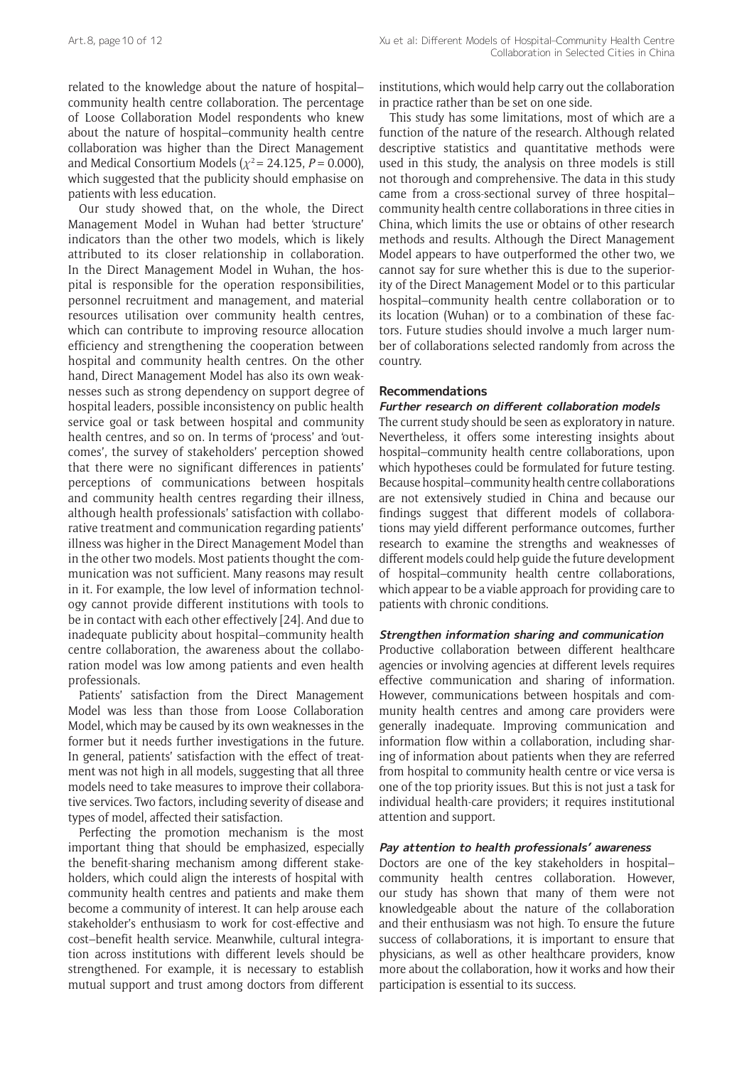related to the knowledge about the nature of hospital–community health centre collaboration. The percentage of Loose Collaboration Model respondents who knew about the nature of hospital–community health centre collaboration was higher than the Direct Management and Medical Consortium Models ($\chi^2 = 24.125$, $P = 0.000$), which suggested that the publicity should emphasise on patients with less education.

Our study showed that, on the whole, the Direct Management Model in Wuhan had better 'structure' indicators than the other two models, which is likely attributed to its closer relationship in collaboration. In the Direct Management Model in Wuhan, the hospital is responsible for the operation responsibilities, personnel recruitment and management, and material resources utilisation over community health centres, which can contribute to improving resource allocation efficiency and strengthening the cooperation between hospital and community health centres. On the other hand, Direct Management Model has also its own weaknesses such as strong dependency on support degree of hospital leaders, possible inconsistency on public health service goal or task between hospital and community health centres, and so on. In terms of 'process' and 'outcomes', the survey of stakeholders' perception showed that there were no significant differences in patients' perceptions of communications between hospitals and community health centres regarding their illness, although health professionals' satisfaction with collaborative treatment and communication regarding patients' illness was higher in the Direct Management Model than in the other two models. Most patients thought the communication was not sufficient. Many reasons may result in it. For example, the low level of information technology cannot provide different institutions with tools to be in contact with each other effectively [24]. And due to inadequate publicity about hospital–community health centre collaboration, the awareness about the collaboration model was low among patients and even health professionals.

Patients' satisfaction from the Direct Management Model was less than those from Loose Collaboration Model, which may be caused by its own weaknesses in the former but it needs further investigations in the future. In general, patients' satisfaction with the effect of treatment was not high in all models, suggesting that all three models need to take measures to improve their collaborative services. Two factors, including severity of disease and types of model, affected their satisfaction.

Perfecting the promotion mechanism is the most important thing that should be emphasized, especially the benefit-sharing mechanism among different stakeholders, which could align the interests of hospital with community health centres and patients and make them become a community of interest. It can help arouse each stakeholder's enthusiasm to work for cost-effective and cost–benefit health service. Meanwhile, cultural integration across institutions with different levels should be strengthened. For example, it is necessary to establish mutual support and trust among doctors from different institutions, which would help carry out the collaboration in practice rather than be set on one side.

This study has some limitations, most of which are a function of the nature of the research. Although related descriptive statistics and quantitative methods were used in this study, the analysis on three models is still not thorough and comprehensive. The data in this study came from a cross-sectional survey of three hospital–community health centre collaborations in three cities in China, which limits the use or obtains of other research methods and results. Although the Direct Management Model appears to have outperformed the other two, we cannot say for sure whether this is due to the superiority of the Direct Management Model or to this particular hospital–community health centre collaboration or to its location (Wuhan) or to a combination of these factors. Future studies should involve a much larger number of collaborations selected randomly from across the country.

## Recommendations

### *Further research on different collaboration models*

The current study should be seen as exploratory in nature. Nevertheless, it offers some interesting insights about hospital–community health centre collaborations, upon which hypotheses could be formulated for future testing. Because hospital–community health centre collaborations are not extensively studied in China and because our findings suggest that different models of collaborations may yield different performance outcomes, further research to examine the strengths and weaknesses of different models could help guide the future development of hospital–community health centre collaborations, which appear to be a viable approach for providing care to patients with chronic conditions.

### *Strengthen information sharing and communication*

Productive collaboration between different healthcare agencies or involving agencies at different levels requires effective communication and sharing of information. However, communications between hospitals and community health centres and among care providers were generally inadequate. Improving communication and information flow within a collaboration, including sharing of information about patients when they are referred from hospital to community health centre or vice versa is one of the top priority issues. But this is not just a task for individual health-care providers; it requires institutional attention and support.

### *Pay attention to health professionals' awareness*

Doctors are one of the key stakeholders in hospital–community health centres collaboration. However, our study has shown that many of them were not knowledgeable about the nature of the collaboration and their enthusiasm was not high. To ensure the future success of collaborations, it is important to ensure that physicians, as well as other healthcare providers, know more about the collaboration, how it works and how their participation is essential to its success.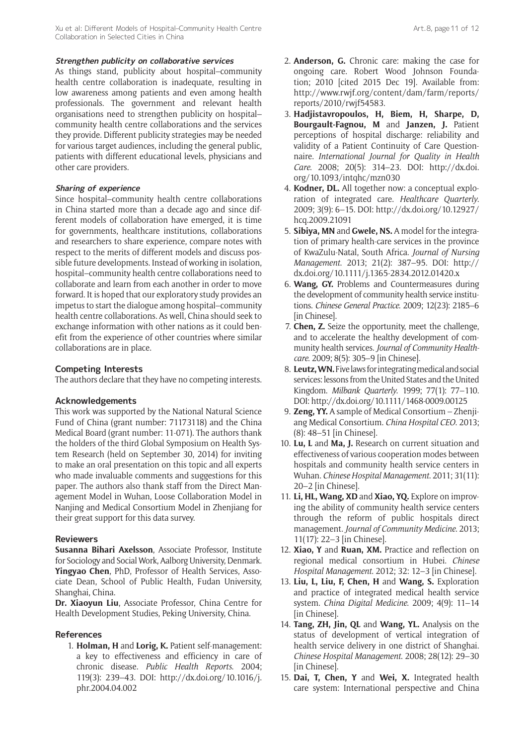#### Strengthen publicity on collaborative services

As things stand, publicity about hospital–community health centre collaboration is inadequate, resulting in low awareness among patients and even among health professionals. The government and relevant health organisations need to strengthen publicity on hospital–community health centre collaborations and the services they provide. Different publicity strategies may be needed for various target audiences, including the general public, patients with different educational levels, physicians and other care providers.

#### Sharing of experience

Since hospital–community health centre collaborations in China started more than a decade ago and since different models of collaboration have emerged, it is time for governments, healthcare institutions, collaborations and researchers to share experience, compare notes with respect to the merits of different models and discuss possible future developments. Instead of working in isolation, hospital–community health centre collaborations need to collaborate and learn from each another in order to move forward. It is hoped that our exploratory study provides an impetus to start the dialogue among hospital–community health centre collaborations. As well, China should seek to exchange information with other nations as it could benefit from the experience of other countries where similar collaborations are in place.

## Competing Interests

The authors declare that they have no competing interests.

## Acknowledgements

This work was supported by the National Natural Science Fund of China (grant number: 71173118) and the China Medical Board (grant number: 11-071). The authors thank the holders of the third Global Symposium on Health System Research (held on September 30, 2014) for inviting to make an oral presentation on this topic and all experts who made invaluable comments and suggestions for this paper. The authors also thank staff from the Direct Management Model in Wuhan, Loose Collaboration Model in Nanjing and Medical Consortium Model in Zhenjiang for their great support for this data survey.

## Reviewers

**Susanna Bihari Axelsson**, Associate Professor, Institute for Sociology and Social Work, Aalborg University, Denmark.

**Yingyao Chen**, PhD, Professor of Health Services, Associate Dean, School of Public Health, Fudan University, Shanghai, China.

**Dr. Xiaoyun Liu**, Associate Professor, China Centre for Health Development Studies, Peking University, China.

## References

1. **Holman, H** and **Lorig, K.** Patient self-management: a key to effectiveness and efficiency in care of chronic disease. *Public Health Reports*. 2004; 119(3): 239–43. DOI: http://dx.doi.org/10.1016/j.phr.2004.04.002
2. **Anderson, G.** Chronic care: making the case for ongoing care. Robert Wood Johnson Foundation; 2010 [cited 2015 Dec 19]. Available from: http://www.rwjf.org/content/dam/farm/reports/reports/2010/rwjf54583.
3. **Hadjistavropoulos, H, Biem, H, Sharpe, D, Bourgault-Fagnou, M** and **Janzen, J.** Patient perceptions of hospital discharge: reliability and validity of a Patient Continuity of Care Questionnaire. *International Journal for Quality in Health Care*. 2008; 20(5): 314–23. DOI: http://dx.doi.org/10.1093/intqhc/mzn030
4. **Kodner, DL.** All together now: a conceptual exploration of integrated care. *Healthcare Quarterly*. 2009; 3(9): 6–15. DOI: http://dx.doi.org/10.12927/hcq.2009.21091
5. **Sibiya, MN** and **Gwele, NS.** A model for the integration of primary health-care services in the province of KwaZulu-Natal, South Africa. *Journal of Nursing Management*. 2013; 21(2): 387–95. DOI: http://dx.doi.org/10.1111/j.1365-2834.2012.01420.x
6. **Wang, GY.** Problems and Countermeasures during the development of community health service institutions. *Chinese General Practice*. 2009; 12(23): 2185–6 [in Chinese].
7. **Chen, Z.** Seize the opportunity, meet the challenge, and to accelerate the healthy development of community health services. *Journal of Community Healthcare*. 2009; 8(5): 305–9 [in Chinese].
8. **Leutz, WN.** Five laws for integrating medical and social services: lessons from the United States and the United Kingdom. *Milbank Quarterly*. 1999; 77(1): 77–110. DOI: http://dx.doi.org/10.1111/1468-0009.00125
9. **Zeng, YY.** A sample of Medical Consortium – Zhenjiang Medical Consortium. *China Hospital CEO*. 2013; (8): 48–51 [in Chinese].
10. **Lu, L** and **Ma, J.** Research on current situation and effectiveness of various cooperation modes between hospitals and community health service centers in Wuhan. *Chinese Hospital Management*. 2011; 31(11): 20–2 [in Chinese].
11. **Li, HL, Wang, XD** and **Xiao, YQ.** Explore on improving the ability of community health service centers through the reform of public hospitals direct management. *Journal of Community Medicine*. 2013; 11(17): 22–3 [in Chinese].
12. **Xiao, Y** and **Ruan, XM.** Practice and reflection on regional medical consortium in Hubei. *Chinese Hospital Management*. 2012; 32: 12–3 [in Chinese].
13. **Liu, L, Liu, F, Chen, H** and **Wang, S.** Exploration and practice of integrated medical health service system. *China Digital Medicine*. 2009; 4(9): 11–14 [in Chinese].
14. **Tang, ZH, Jin, QL** and **Wang, YL.** Analysis on the status of development of vertical integration of health service delivery in one district of Shanghai. *Chinese Hospital Management*. 2008; 28(12): 29–30 [in Chinese].
15. **Dai, T, Chen, Y** and **Wei, X.** Integrated health care system: International perspective and China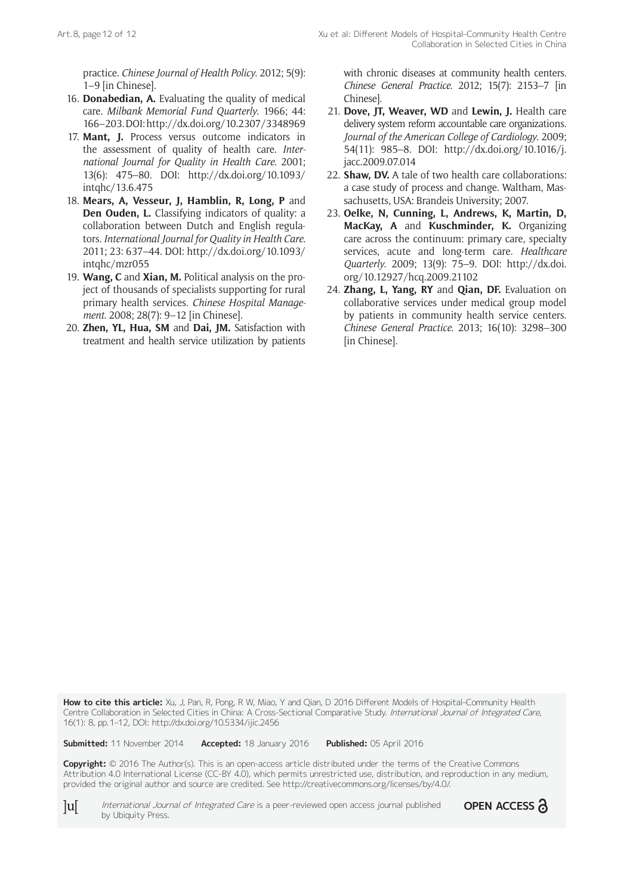practice. *Chinese Journal of Health Policy*. 2012; 5(9): 1–9 [in Chinese].

16. **Donabedian, A.** Evaluating the quality of medical care. *Milbank Memorial Fund Quarterly*. 1966; 44: 166–203. DOI: http://dx.doi.org/10.2307/3348969
17. **Mant, J.** Process versus outcome indicators in the assessment of quality of health care. *International Journal for Quality in Health Care*. 2001; 13(6): 475–80. DOI: http://dx.doi.org/10.1093/intqhc/13.6.475
18. **Mears, A, Vesseur, J, Hamblin, R, Long, P** and **Den Ouden, L.** Classifying indicators of quality: a collaboration between Dutch and English regulators. *International Journal for Quality in Health Care*. 2011; 23: 637–44. DOI: http://dx.doi.org/10.1093/intqhc/mzr055
19. **Wang, C** and **Xian, M.** Political analysis on the project of thousands of specialists supporting for rural primary health services. *Chinese Hospital Management*. 2008; 28(7): 9–12 [in Chinese].
20. **Zhen, YL, Hua, SM** and **Dai, JM.** Satisfaction with treatment and health service utilization by patients with chronic diseases at community health centers. *Chinese General Practice*. 2012; 15(7): 2153–7 [in Chinese].
21. **Dove, JT, Weaver, WD** and **Lewin, J.** Health care delivery system reform accountable care organizations. *Journal of the American College of Cardiology*. 2009; 54(11): 985–8. DOI: http://dx.doi.org/10.1016/j.jacc.2009.07.014
22. **Shaw, DV.** A tale of two health care collaborations: a case study of process and change. Waltham, Massachusetts, USA: Brandeis University; 2007.
23. **Oelke, N, Cunning, L, Andrews, K, Martin, D, MacKay, A** and **Kuschminder, K.** Organizing care across the continuum: primary care, specialty services, acute and long-term care. *Healthcare Quarterly*. 2009; 13(9): 75–9. DOI: http://dx.doi.org/10.12927/hcq.2009.21102
24. **Zhang, L, Yang, RY** and **Qian, DF.** Evaluation on collaborative services under medical group model by patients in community health service centers. *Chinese General Practice*. 2013; 16(10): 3298–300 [in Chinese].

**How to cite this article:** Xu, J, Pan, R, Pong, R W, Miao, Y and Qian, D 2016 Different Models of Hospital–Community Health Centre Collaboration in Selected Cities in China: A Cross-Sectional Comparative Study. *International Journal of Integrated Care*, 16(1): 8, pp. 1–12, DOI: http://dx.doi.org/10.5334/ijic.2456

**Submitted:** 11 November 2014 **Accepted:** 18 January 2016 **Published:** 05 April 2016

**Copyright:** © 2016 The Author(s). This is an open-access article distributed under the terms of the Creative Commons Attribution 4.0 International License (CC-BY 4.0), which permits unrestricted use, distribution, and reproduction in any medium, provided the original author and source are credited. See http://creativecommons.org/licenses/by/4.0/.

*International Journal of Integrated Care* is a peer-reviewed open access journal published by Ubiquity Press.

OPEN ACCESS